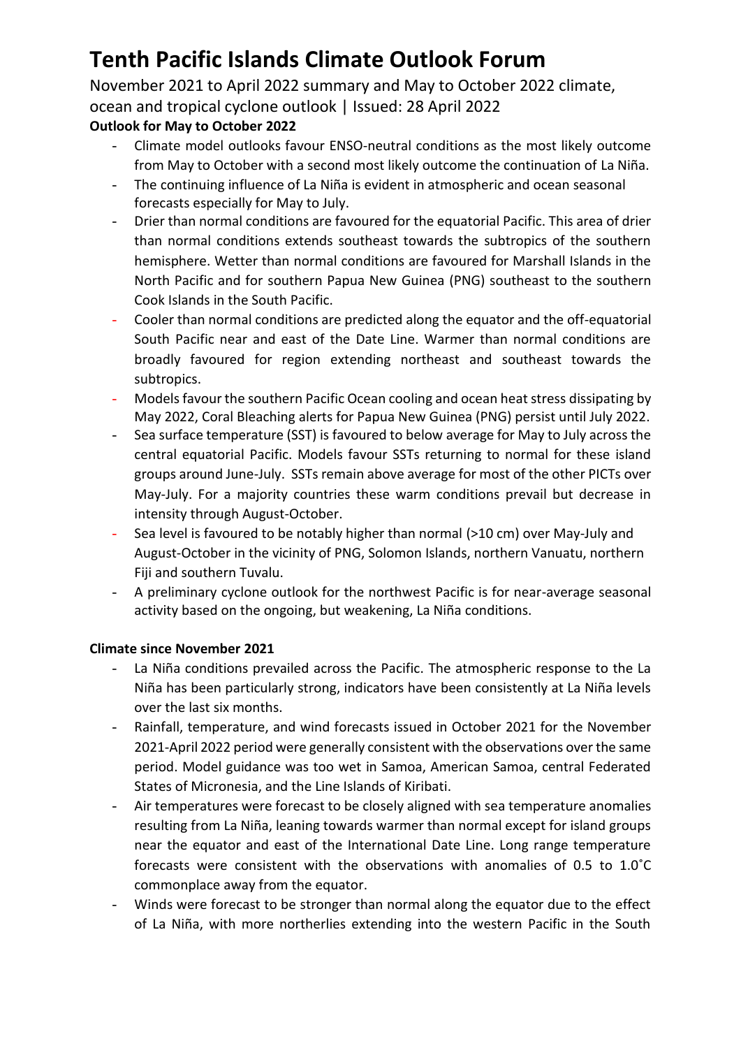# Tenth Pacific Islands Climate Outlook Forum

November 2021 to April 2022 summary and May to October 2022 climate, ocean and tropical cyclone outlook | Issued: 28 April 2022

**Outlook for May to October 2022**

- Climate model outlooks favour ENSO-neutral conditions as the most likely outcome from May to October with a second most likely outcome the continuation of La Niña.
- The continuing influence of La Niña is evident in atmospheric and ocean seasonal forecasts especially for May to July.
- Drier than normal conditions are favoured for the equatorial Pacific. This area of drier than normal conditions extends southeast towards the subtropics of the southern hemisphere. Wetter than normal conditions are favoured for Marshall Islands in the North Pacific and for southern Papua New Guinea (PNG) southeast to the southern Cook Islands in the South Pacific.
- Cooler than normal conditions are predicted along the equator and the off-equatorial South Pacific near and east of the Date Line. Warmer than normal conditions are broadly favoured for region extending northeast and southeast towards the subtropics.
- Models favour the southern Pacific Ocean cooling and ocean heat stress dissipating by May 2022, Coral Bleaching alerts for Papua New Guinea (PNG) persist until July 2022.
- Sea surface temperature (SST) is favoured to below average for May to July across the central equatorial Pacific. Models favour SSTs returning to normal for these island groups around June-July. SSTs remain above average for most of the other PICTs over May-July. For a majority countries these warm conditions prevail but decrease in intensity through August-October.
- Sea level is favoured to be notably higher than normal (>10 cm) over May-July and August-October in the vicinity of PNG, Solomon Islands, northern Vanuatu, northern Fiji and southern Tuvalu.
- A preliminary cyclone outlook for the northwest Pacific is for near-average seasonal activity based on the ongoing, but weakening, La Niña conditions.

**Climate since November 2021**

- La Niña conditions prevailed across the Pacific. The atmospheric response to the La Niña has been particularly strong, indicators have been consistently at La Niña levels over the last six months.
- Rainfall, temperature, and wind forecasts issued in October 2021 for the November 2021-April 2022 period were generally consistent with the observations over the same period. Model guidance was too wet in Samoa, American Samoa, central Federated States of Micronesia, and the Line Islands of Kiribati.
- Air temperatures were forecast to be closely aligned with sea temperature anomalies resulting from La Niña, leaning towards warmer than normal except for island groups near the equator and east of the International Date Line. Long range temperature forecasts were consistent with the observations with anomalies of 0.5 to 1.0˚C commonplace away from the equator.
- Winds were forecast to be stronger than normal along the equator due to the effect of La Niña, with more northerlies extending into the western Pacific in the South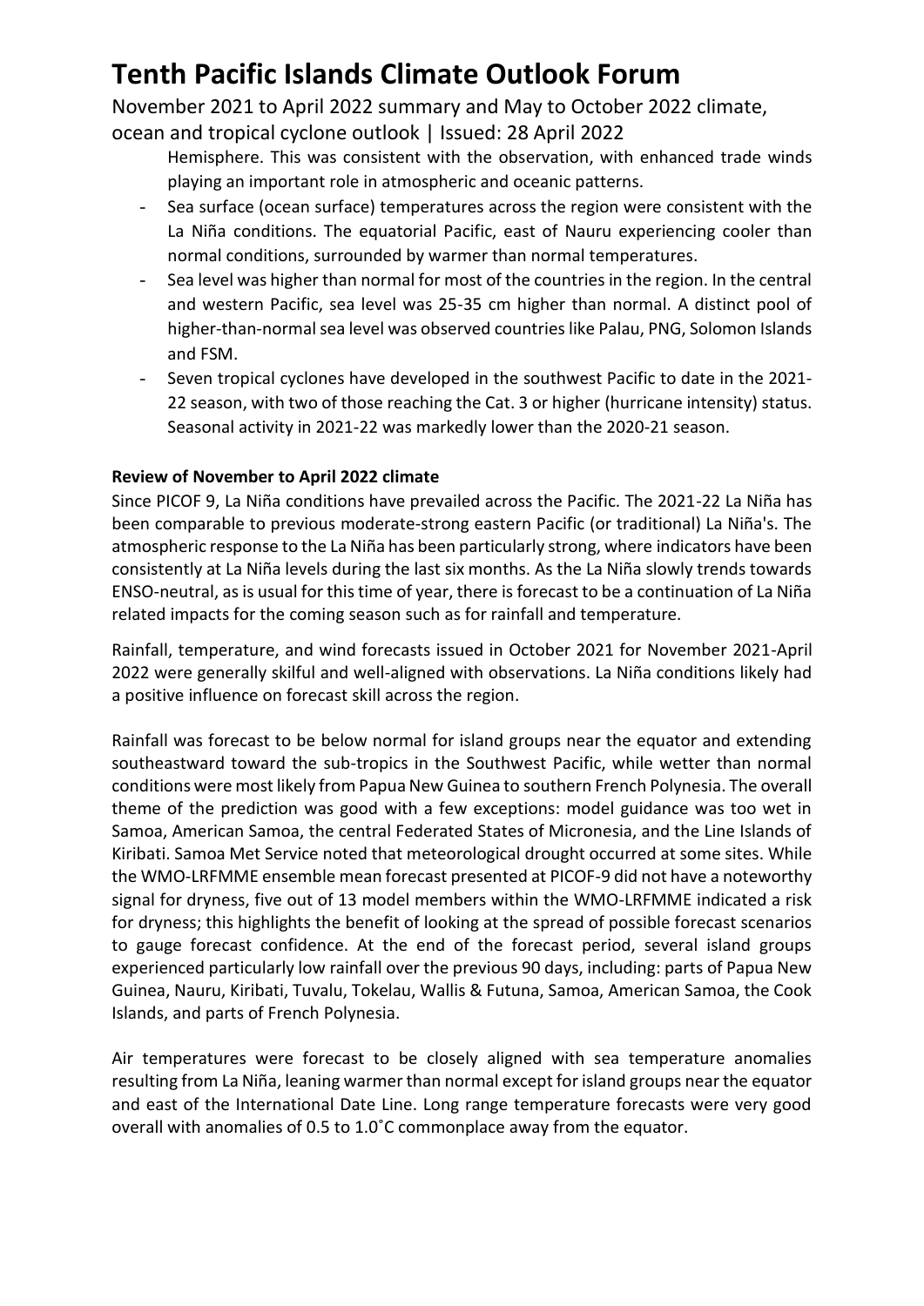Hemisphere. This was consistent with the observation, with enhanced trade winds playing an important role in atmospheric and oceanic patterns.

- Sea surface (ocean surface) temperatures across the region were consistent with the La Niña conditions. The equatorial Pacific, east of Nauru experiencing cooler than normal conditions, surrounded by warmer than normal temperatures.
- Sea level was higher than normal for most of the countries in the region. In the central and western Pacific, sea level was 25-35 cm higher than normal. A distinct pool of higher-than-normal sea level was observed countries like Palau, PNG, Solomon Islands and FSM.
- Seven tropical cyclones have developed in the southwest Pacific to date in the 2021-22 season, with two of those reaching the Cat. 3 or higher (hurricane intensity) status. Seasonal activity in 2021-22 was markedly lower than the 2020-21 season.

**Review of November to April 2022 climate**

Since PICOF 9, La Niña conditions have prevailed across the Pacific. The 2021-22 La Niña has been comparable to previous moderate-strong eastern Pacific (or traditional) La Niña's. The atmospheric response to the La Niña has been particularly strong, where indicators have been consistently at La Niña levels during the last six months. As the La Niña slowly trends towards ENSO-neutral, as is usual for this time of year, there is forecast to be a continuation of La Niña related impacts for the coming season such as for rainfall and temperature.

Rainfall, temperature, and wind forecasts issued in October 2021 for November 2021-April 2022 were generally skilful and well-aligned with observations. La Niña conditions likely had a positive influence on forecast skill across the region.

Rainfall was forecast to be below normal for island groups near the equator and extending southeastward toward the sub-tropics in the Southwest Pacific, while wetter than normal conditions were most likely from Papua New Guinea to southern French Polynesia. The overall theme of the prediction was good with a few exceptions: model guidance was too wet in Samoa, American Samoa, the central Federated States of Micronesia, and the Line Islands of Kiribati. Samoa Met Service noted that meteorological drought occurred at some sites. While the WMO-LRFMME ensemble mean forecast presented at PICOF-9 did not have a noteworthy signal for dryness, five out of 13 model members within the WMO-LRFMME indicated a risk for dryness; this highlights the benefit of looking at the spread of possible forecast scenarios to gauge forecast confidence. At the end of the forecast period, several island groups experienced particularly low rainfall over the previous 90 days, including: parts of Papua New Guinea, Nauru, Kiribati, Tuvalu, Tokelau, Wallis & Futuna, Samoa, American Samoa, the Cook Islands, and parts of French Polynesia.

Air temperatures were forecast to be closely aligned with sea temperature anomalies resulting from La Niña, leaning warmer than normal except for island groups near the equator and east of the International Date Line. Long range temperature forecasts were very good overall with anomalies of 0.5 to 1.0˚C commonplace away from the equator.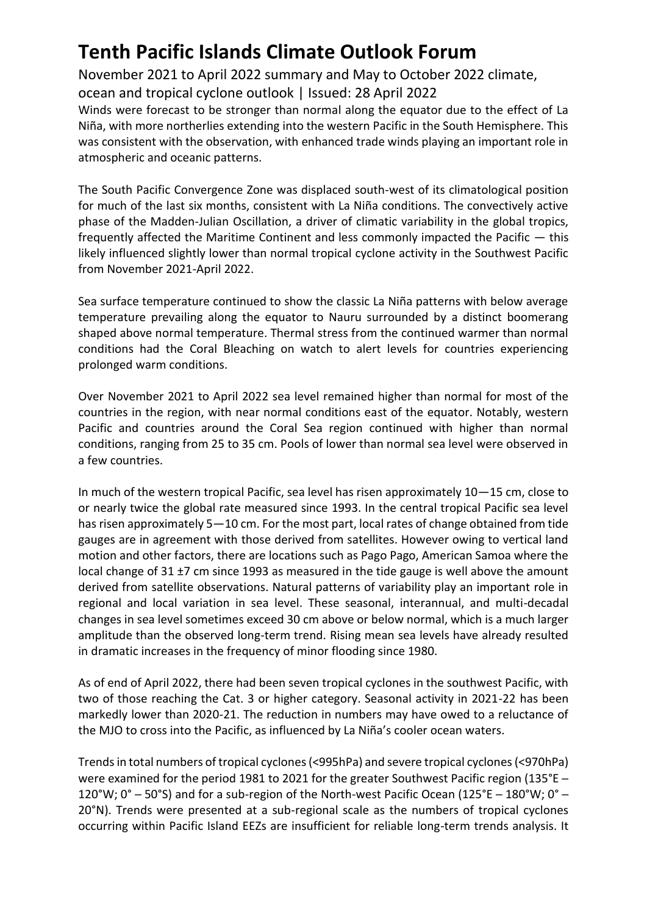# Tenth Pacific Islands Climate Outlook Forum

November 2021 to April 2022 summary and May to October 2022 climate, ocean and tropical cyclone outlook | Issued: 28 April 2022

Winds were forecast to be stronger than normal along the equator due to the effect of La Niña, with more northerlies extending into the western Pacific in the South Hemisphere. This was consistent with the observation, with enhanced trade winds playing an important role in atmospheric and oceanic patterns.

The South Pacific Convergence Zone was displaced south-west of its climatological position for much of the last six months, consistent with La Niña conditions. The convectively active phase of the Madden-Julian Oscillation, a driver of climatic variability in the global tropics, frequently affected the Maritime Continent and less commonly impacted the Pacific — this likely influenced slightly lower than normal tropical cyclone activity in the Southwest Pacific from November 2021-April 2022.

Sea surface temperature continued to show the classic La Niña patterns with below average temperature prevailing along the equator to Nauru surrounded by a distinct boomerang shaped above normal temperature. Thermal stress from the continued warmer than normal conditions had the Coral Bleaching on watch to alert levels for countries experiencing prolonged warm conditions.

Over November 2021 to April 2022 sea level remained higher than normal for most of the countries in the region, with near normal conditions east of the equator. Notably, western Pacific and countries around the Coral Sea region continued with higher than normal conditions, ranging from 25 to 35 cm. Pools of lower than normal sea level were observed in a few countries.

In much of the western tropical Pacific, sea level has risen approximately 10—15 cm, close to or nearly twice the global rate measured since 1993. In the central tropical Pacific sea level has risen approximately 5—10 cm. For the most part, local rates of change obtained from tide gauges are in agreement with those derived from satellites. However owing to vertical land motion and other factors, there are locations such as Pago Pago, American Samoa where the local change of 31 ±7 cm since 1993 as measured in the tide gauge is well above the amount derived from satellite observations. Natural patterns of variability play an important role in regional and local variation in sea level. These seasonal, interannual, and multi-decadal changes in sea level sometimes exceed 30 cm above or below normal, which is a much larger amplitude than the observed long-term trend. Rising mean sea levels have already resulted in dramatic increases in the frequency of minor flooding since 1980.

As of end of April 2022, there had been seven tropical cyclones in the southwest Pacific, with two of those reaching the Cat. 3 or higher category. Seasonal activity in 2021-22 has been markedly lower than 2020-21. The reduction in numbers may have owed to a reluctance of the MJO to cross into the Pacific, as influenced by La Niña's cooler ocean waters.

Trends in total numbers of tropical cyclones (<995hPa) and severe tropical cyclones (<970hPa) were examined for the period 1981 to 2021 for the greater Southwest Pacific region (135°E – 120°W; 0° – 50°S) and for a sub-region of the North-west Pacific Ocean (125°E – 180°W; 0° – 20°N). Trends were presented at a sub-regional scale as the numbers of tropical cyclones occurring within Pacific Island EEZs are insufficient for reliable long-term trends analysis. It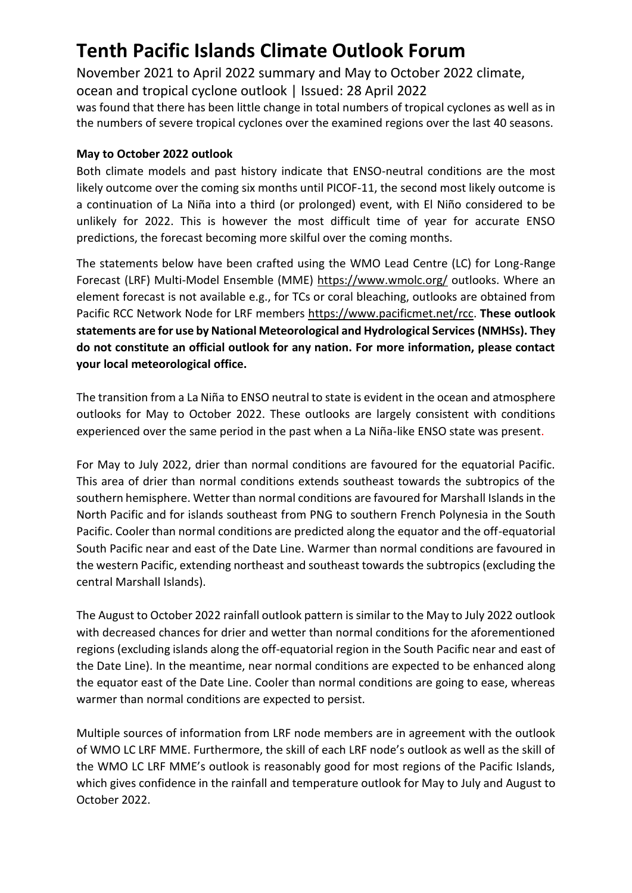was found that there has been little change in total numbers of tropical cyclones as well as in the numbers of severe tropical cyclones over the examined regions over the last 40 seasons.

**May to October 2022 outlook**

Both climate models and past history indicate that ENSO-neutral conditions are the most likely outcome over the coming six months until PICOF-11, the second most likely outcome is a continuation of La Niña into a third (or prolonged) event, with El Niño considered to be unlikely for 2022. This is however the most difficult time of year for accurate ENSO predictions, the forecast becoming more skilful over the coming months.

The statements below have been crafted using the WMO Lead Centre (LC) for Long-Range Forecast (LRF) Multi-Model Ensemble (MME) https://www.wmolc.org/ outlooks. Where an element forecast is not available e.g., for TCs or coral bleaching, outlooks are obtained from Pacific RCC Network Node for LRF members https://www.pacificmet.net/rcc. **These outlook statements are for use by National Meteorological and Hydrological Services (NMHSs). They do not constitute an official outlook for any nation. For more information, please contact your local meteorological office.**

The transition from a La Niña to ENSO neutral to state is evident in the ocean and atmosphere outlooks for May to October 2022. These outlooks are largely consistent with conditions experienced over the same period in the past when a La Niña-like ENSO state was present.

For May to July 2022, drier than normal conditions are favoured for the equatorial Pacific. This area of drier than normal conditions extends southeast towards the subtropics of the southern hemisphere. Wetter than normal conditions are favoured for Marshall Islands in the North Pacific and for islands southeast from PNG to southern French Polynesia in the South Pacific. Cooler than normal conditions are predicted along the equator and the off-equatorial South Pacific near and east of the Date Line. Warmer than normal conditions are favoured in the western Pacific, extending northeast and southeast towards the subtropics (excluding the central Marshall Islands).

The August to October 2022 rainfall outlook pattern is similar to the May to July 2022 outlook with decreased chances for drier and wetter than normal conditions for the aforementioned regions (excluding islands along the off-equatorial region in the South Pacific near and east of the Date Line). In the meantime, near normal conditions are expected to be enhanced along the equator east of the Date Line. Cooler than normal conditions are going to ease, whereas warmer than normal conditions are expected to persist.

Multiple sources of information from LRF node members are in agreement with the outlook of WMO LC LRF MME. Furthermore, the skill of each LRF node's outlook as well as the skill of the WMO LC LRF MME's outlook is reasonably good for most regions of the Pacific Islands, which gives confidence in the rainfall and temperature outlook for May to July and August to October 2022.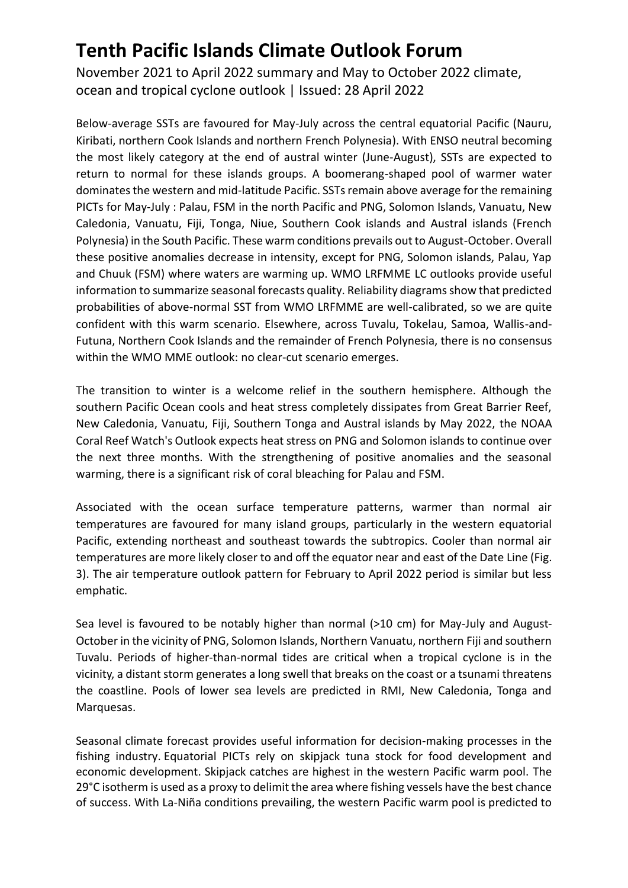# Tenth Pacific Islands Climate Outlook Forum

November 2021 to April 2022 summary and May to October 2022 climate, ocean and tropical cyclone outlook | Issued: 28 April 2022

Below-average SSTs are favoured for May-July across the central equatorial Pacific (Nauru, Kiribati, northern Cook Islands and northern French Polynesia). With ENSO neutral becoming the most likely category at the end of austral winter (June-August), SSTs are expected to return to normal for these islands groups. A boomerang-shaped pool of warmer water dominates the western and mid-latitude Pacific. SSTs remain above average for the remaining PICTs for May-July : Palau, FSM in the north Pacific and PNG, Solomon Islands, Vanuatu, New Caledonia, Vanuatu, Fiji, Tonga, Niue, Southern Cook islands and Austral islands (French Polynesia) in the South Pacific. These warm conditions prevails out to August-October. Overall these positive anomalies decrease in intensity, except for PNG, Solomon islands, Palau, Yap and Chuuk (FSM) where waters are warming up. WMO LRFMME LC outlooks provide useful information to summarize seasonal forecasts quality. Reliability diagrams show that predicted probabilities of above-normal SST from WMO LRFMME are well-calibrated, so we are quite confident with this warm scenario. Elsewhere, across Tuvalu, Tokelau, Samoa, Wallis-and-Futuna, Northern Cook Islands and the remainder of French Polynesia, there is no consensus within the WMO MME outlook: no clear-cut scenario emerges.

The transition to winter is a welcome relief in the southern hemisphere. Although the southern Pacific Ocean cools and heat stress completely dissipates from Great Barrier Reef, New Caledonia, Vanuatu, Fiji, Southern Tonga and Austral islands by May 2022, the NOAA Coral Reef Watch's Outlook expects heat stress on PNG and Solomon islands to continue over the next three months. With the strengthening of positive anomalies and the seasonal warming, there is a significant risk of coral bleaching for Palau and FSM.

Associated with the ocean surface temperature patterns, warmer than normal air temperatures are favoured for many island groups, particularly in the western equatorial Pacific, extending northeast and southeast towards the subtropics. Cooler than normal air temperatures are more likely closer to and off the equator near and east of the Date Line (Fig. 3). The air temperature outlook pattern for February to April 2022 period is similar but less emphatic.

Sea level is favoured to be notably higher than normal (>10 cm) for May-July and August-October in the vicinity of PNG, Solomon Islands, Northern Vanuatu, northern Fiji and southern Tuvalu. Periods of higher-than-normal tides are critical when a tropical cyclone is in the vicinity, a distant storm generates a long swell that breaks on the coast or a tsunami threatens the coastline. Pools of lower sea levels are predicted in RMI, New Caledonia, Tonga and Marquesas.

Seasonal climate forecast provides useful information for decision-making processes in the fishing industry. Equatorial PICTs rely on skipjack tuna stock for food development and economic development. Skipjack catches are highest in the western Pacific warm pool. The 29°C isotherm is used as a proxy to delimit the area where fishing vessels have the best chance of success. With La-Niña conditions prevailing, the western Pacific warm pool is predicted to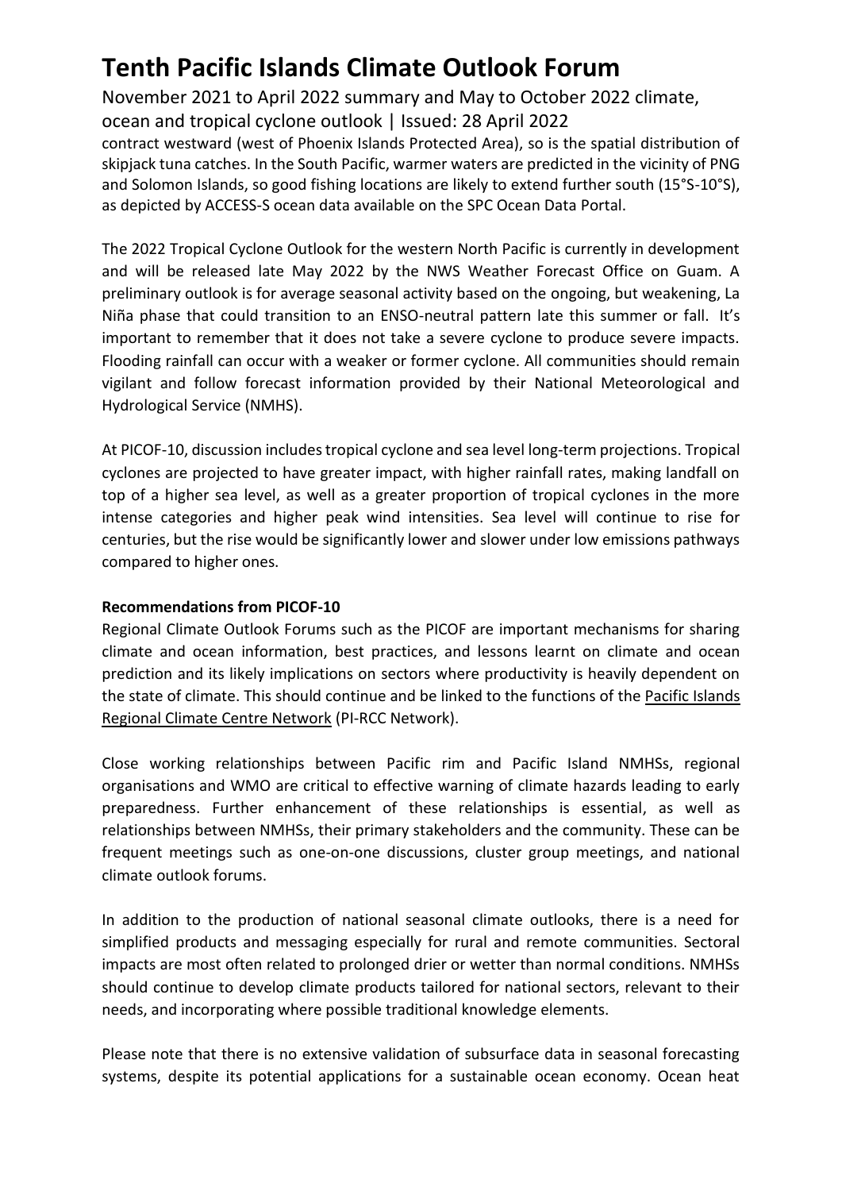contract westward (west of Phoenix Islands Protected Area), so is the spatial distribution of skipjack tuna catches. In the South Pacific, warmer waters are predicted in the vicinity of PNG and Solomon Islands, so good fishing locations are likely to extend further south (15°S-10°S), as depicted by ACCESS-S ocean data available on the SPC Ocean Data Portal.

The 2022 Tropical Cyclone Outlook for the western North Pacific is currently in development and will be released late May 2022 by the NWS Weather Forecast Office on Guam. A preliminary outlook is for average seasonal activity based on the ongoing, but weakening, La Niña phase that could transition to an ENSO-neutral pattern late this summer or fall. It's important to remember that it does not take a severe cyclone to produce severe impacts. Flooding rainfall can occur with a weaker or former cyclone. All communities should remain vigilant and follow forecast information provided by their National Meteorological and Hydrological Service (NMHS).

At PICOF-10, discussion includes tropical cyclone and sea level long-term projections. Tropical cyclones are projected to have greater impact, with higher rainfall rates, making landfall on top of a higher sea level, as well as a greater proportion of tropical cyclones in the more intense categories and higher peak wind intensities. Sea level will continue to rise for centuries, but the rise would be significantly lower and slower under low emissions pathways compared to higher ones.

**Recommendations from PICOF-10**

Regional Climate Outlook Forums such as the PICOF are important mechanisms for sharing climate and ocean information, best practices, and lessons learnt on climate and ocean prediction and its likely implications on sectors where productivity is heavily dependent on the state of climate. This should continue and be linked to the functions of the Pacific Islands Regional Climate Centre Network (PI-RCC Network).

Close working relationships between Pacific rim and Pacific Island NMHSs, regional organisations and WMO are critical to effective warning of climate hazards leading to early preparedness. Further enhancement of these relationships is essential, as well as relationships between NMHSs, their primary stakeholders and the community. These can be frequent meetings such as one-on-one discussions, cluster group meetings, and national climate outlook forums.

In addition to the production of national seasonal climate outlooks, there is a need for simplified products and messaging especially for rural and remote communities. Sectoral impacts are most often related to prolonged drier or wetter than normal conditions. NMHSs should continue to develop climate products tailored for national sectors, relevant to their needs, and incorporating where possible traditional knowledge elements.

Please note that there is no extensive validation of subsurface data in seasonal forecasting systems, despite its potential applications for a sustainable ocean economy. Ocean heat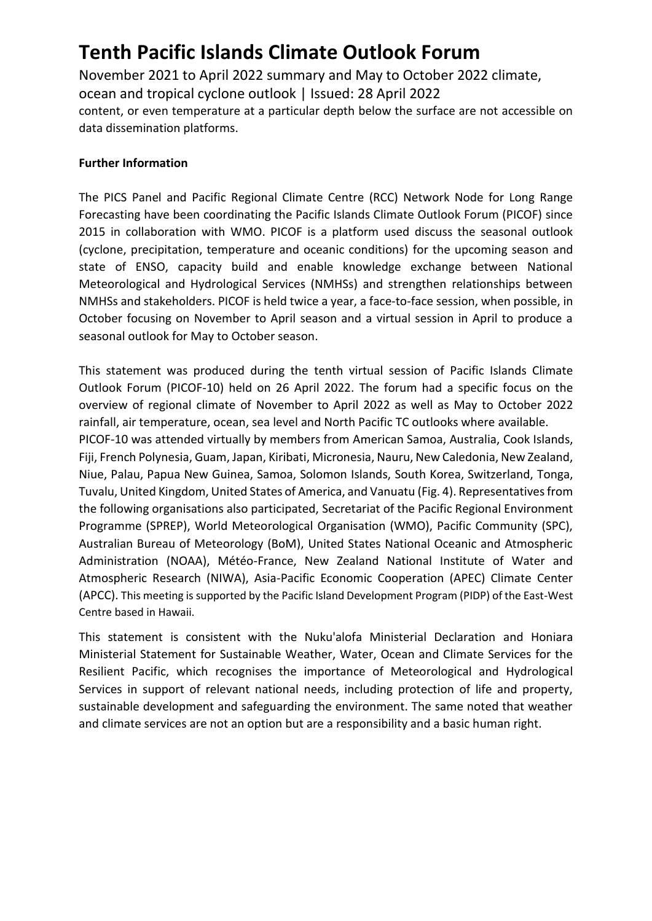content, or even temperature at a particular depth below the surface are not accessible on data dissemination platforms.

**Further Information**

The PICS Panel and Pacific Regional Climate Centre (RCC) Network Node for Long Range Forecasting have been coordinating the Pacific Islands Climate Outlook Forum (PICOF) since 2015 in collaboration with WMO. PICOF is a platform used discuss the seasonal outlook (cyclone, precipitation, temperature and oceanic conditions) for the upcoming season and state of ENSO, capacity build and enable knowledge exchange between National Meteorological and Hydrological Services (NMHSs) and strengthen relationships between NMHSs and stakeholders. PICOF is held twice a year, a face-to-face session, when possible, in October focusing on November to April season and a virtual session in April to produce a seasonal outlook for May to October season.

This statement was produced during the tenth virtual session of Pacific Islands Climate Outlook Forum (PICOF-10) held on 26 April 2022. The forum had a specific focus on the overview of regional climate of November to April 2022 as well as May to October 2022 rainfall, air temperature, ocean, sea level and North Pacific TC outlooks where available.

PICOF-10 was attended virtually by members from American Samoa, Australia, Cook Islands, Fiji, French Polynesia, Guam, Japan, Kiribati, Micronesia, Nauru, New Caledonia, New Zealand, Niue, Palau, Papua New Guinea, Samoa, Solomon Islands, South Korea, Switzerland, Tonga, Tuvalu, United Kingdom, United States of America, and Vanuatu (Fig. 4). Representatives from the following organisations also participated, Secretariat of the Pacific Regional Environment Programme (SPREP), World Meteorological Organisation (WMO), Pacific Community (SPC), Australian Bureau of Meteorology (BoM), United States National Oceanic and Atmospheric Administration (NOAA), Météo-France, New Zealand National Institute of Water and Atmospheric Research (NIWA), Asia-Pacific Economic Cooperation (APEC) Climate Center (APCC). This meeting is supported by the Pacific Island Development Program (PIDP) of the East-West Centre based in Hawaii.

This statement is consistent with the Nuku'alofa Ministerial Declaration and Honiara Ministerial Statement for Sustainable Weather, Water, Ocean and Climate Services for the Resilient Pacific, which recognises the importance of Meteorological and Hydrological Services in support of relevant national needs, including protection of life and property, sustainable development and safeguarding the environment. The same noted that weather and climate services are not an option but are a responsibility and a basic human right.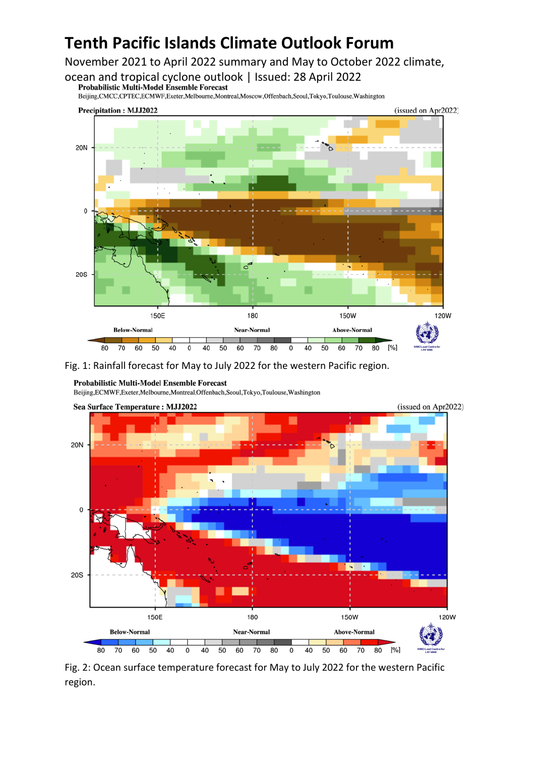# Tenth Pacific Islands Climate Outlook Forum

November 2021 to April 2022 summary and May to October 2022 climate, ocean and tropical cyclone outlook | Issued: 28 April 2022

**Probabilistic Multi-Model Ensemble Forecast**

Beijing,CMCC,CPTEC,ECMWF,Exeter,Melbourne,Montreal,Moscow,Offenbach,Seoul,Tokyo,Toulouse,Washington

**Precipitation : MJJ2022** (issued on Apr2022)

Fig. 1: Rainfall forecast for May to July 2022 for the western Pacific region.

**Probabilistic Multi-Model Ensemble Forecast**

Beijing,ECMWF,Exeter,Melbourne,Montreal,Offenbach,Seoul,Tokyo,Toulouse,Washington

**Sea Surface Temperature : MJJ2022** (issued on Apr2022)

Fig. 2: Ocean surface temperature forecast for May to July 2022 for the western Pacific region.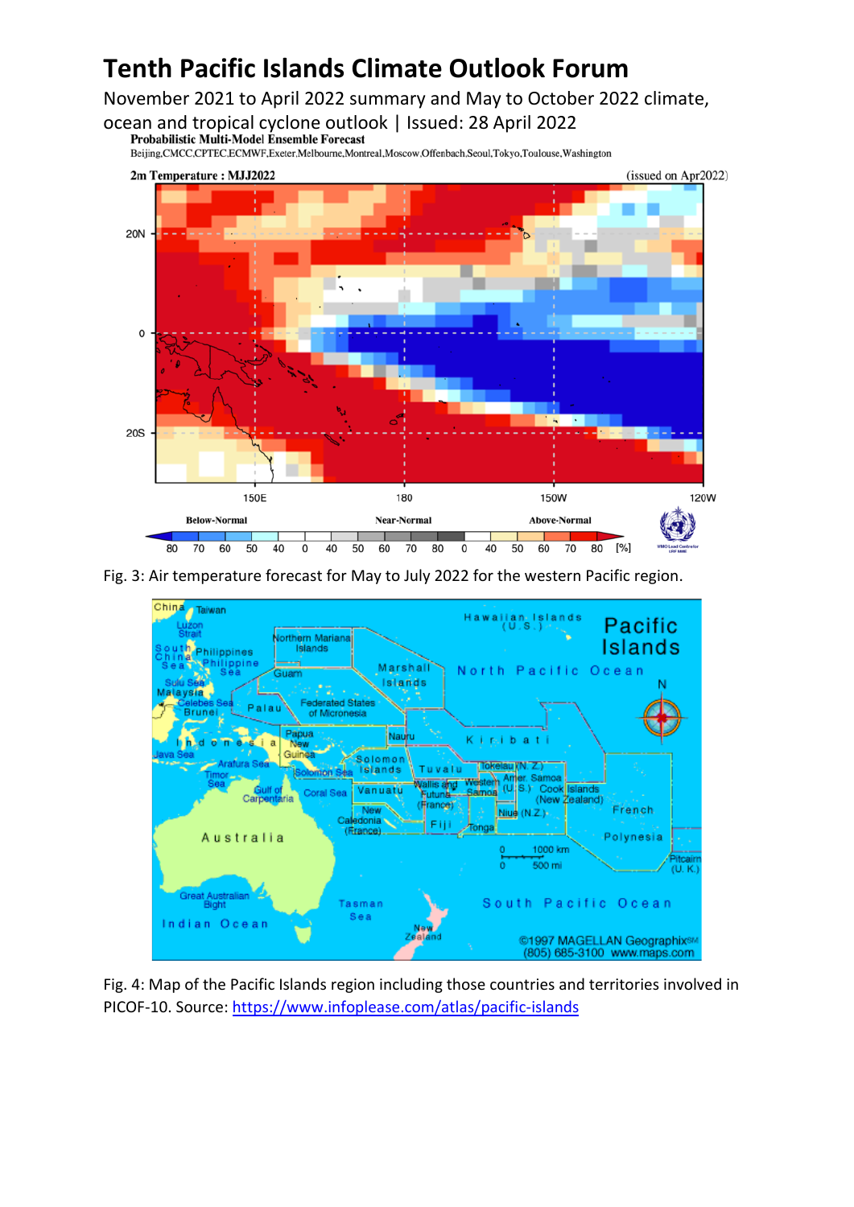# Tenth Pacific Islands Climate Outlook Forum

November 2021 to April 2022 summary and May to October 2022 climate, ocean and tropical cyclone outlook | Issued: 28 April 2022

**Probabilistic Multi-Model Ensemble Forecast**

Beijing,CMCC,CPTEC,ECMWF,Exeter,Melbourne,Montreal,Moscow,Offenbach,Seoul,Tokyo,Toulouse,Washington

2m Temperature : MJJ2022

(issued on Apr2022)

20N
0
20S

150E
180
150W
120W

Below-Normal
Near-Normal
Above-Normal

80 70 60 50 40 0 40 50 60 70 80 0 40 50 60 70 80 [%]

Fig. 3: Air temperature forecast for May to July 2022 for the western Pacific region.

Fig. 4: Map of the Pacific Islands region including those countries and territories involved in PICOF-10. Source: https://www.infoplease.com/atlas/pacific-islands